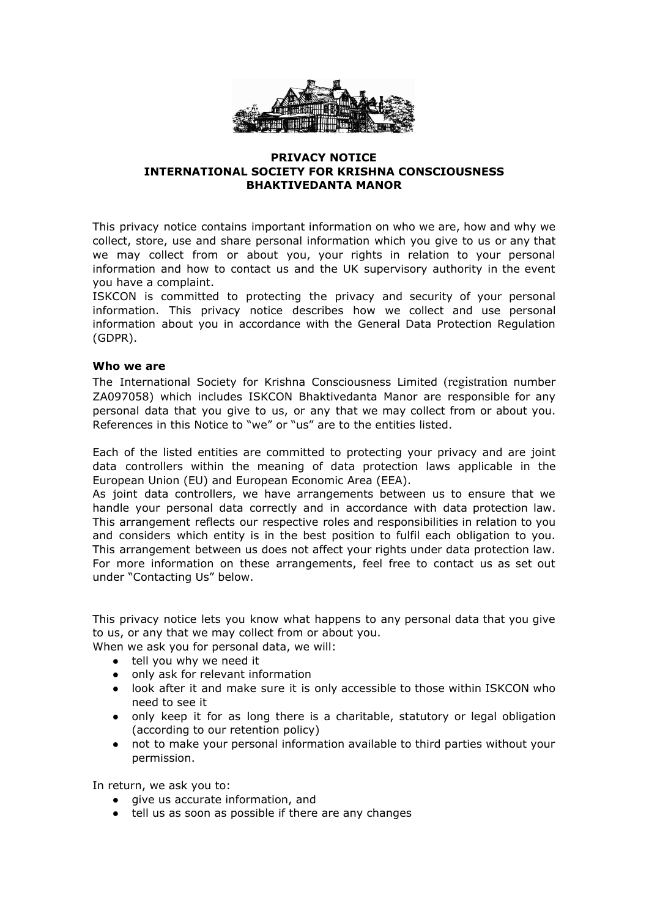**PRIVACY NOTICE**
**INTERNATIONAL SOCIETY FOR KRISHNA CONSCIOUSNESS**
**BHAKTIVEDANTA MANOR**

This privacy notice contains important information on who we are, how and why we collect, store, use and share personal information which you give to us or any that we may collect from or about you, your rights in relation to your personal information and how to contact us and the UK supervisory authority in the event you have a complaint.

ISKCON is committed to protecting the privacy and security of your personal information. This privacy notice describes how we collect and use personal information about you in accordance with the General Data Protection Regulation (GDPR).

### Who we are

The International Society for Krishna Consciousness Limited (registration number ZA097058) which includes ISKCON Bhaktivedanta Manor are responsible for any personal data that you give to us, or any that we may collect from or about you. References in this Notice to "we" or "us" are to the entities listed.

Each of the listed entities are committed to protecting your privacy and are joint data controllers within the meaning of data protection laws applicable in the European Union (EU) and European Economic Area (EEA).

As joint data controllers, we have arrangements between us to ensure that we handle your personal data correctly and in accordance with data protection law. This arrangement reflects our respective roles and responsibilities in relation to you and considers which entity is in the best position to fulfil each obligation to you. This arrangement between us does not affect your rights under data protection law. For more information on these arrangements, feel free to contact us as set out under "Contacting Us" below.

This privacy notice lets you know what happens to any personal data that you give to us, or any that we may collect from or about you.

When we ask you for personal data, we will:

- tell you why we need it
- only ask for relevant information
- look after it and make sure it is only accessible to those within ISKCON who need to see it
- only keep it for as long there is a charitable, statutory or legal obligation (according to our retention policy)
- not to make your personal information available to third parties without your permission.

In return, we ask you to:

- give us accurate information, and
- tell us as soon as possible if there are any changes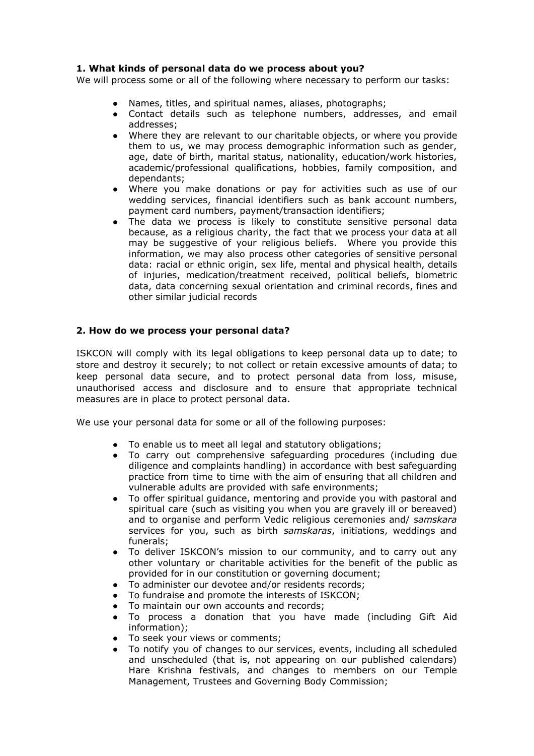**1. What kinds of personal data do we process about you?**

We will process some or all of the following where necessary to perform our tasks:

- Names, titles, and spiritual names, aliases, photographs;
- Contact details such as telephone numbers, addresses, and email addresses;
- Where they are relevant to our charitable objects, or where you provide them to us, we may process demographic information such as gender, age, date of birth, marital status, nationality, education/work histories, academic/professional qualifications, hobbies, family composition, and dependants;
- Where you make donations or pay for activities such as use of our wedding services, financial identifiers such as bank account numbers, payment card numbers, payment/transaction identifiers;
- The data we process is likely to constitute sensitive personal data because, as a religious charity, the fact that we process your data at all may be suggestive of your religious beliefs. Where you provide this information, we may also process other categories of sensitive personal data: racial or ethnic origin, sex life, mental and physical health, details of injuries, medication/treatment received, political beliefs, biometric data, data concerning sexual orientation and criminal records, fines and other similar judicial records

**2. How do we process your personal data?**

ISKCON will comply with its legal obligations to keep personal data up to date; to store and destroy it securely; to not collect or retain excessive amounts of data; to keep personal data secure, and to protect personal data from loss, misuse, unauthorised access and disclosure and to ensure that appropriate technical measures are in place to protect personal data.

We use your personal data for some or all of the following purposes:

- To enable us to meet all legal and statutory obligations;
- To carry out comprehensive safeguarding procedures (including due diligence and complaints handling) in accordance with best safeguarding practice from time to time with the aim of ensuring that all children and vulnerable adults are provided with safe environments;
- To offer spiritual guidance, mentoring and provide you with pastoral and spiritual care (such as visiting you when you are gravely ill or bereaved) and to organise and perform Vedic religious ceremonies and/ *samskara* services for you, such as birth *samskaras*, initiations, weddings and funerals;
- To deliver ISKCON's mission to our community, and to carry out any other voluntary or charitable activities for the benefit of the public as provided for in our constitution or governing document;
- To administer our devotee and/or residents records;
- To fundraise and promote the interests of ISKCON;
- To maintain our own accounts and records;
- To process a donation that you have made (including Gift Aid information);
- To seek your views or comments;
- To notify you of changes to our services, events, including all scheduled and unscheduled (that is, not appearing on our published calendars) Hare Krishna festivals, and changes to members on our Temple Management, Trustees and Governing Body Commission;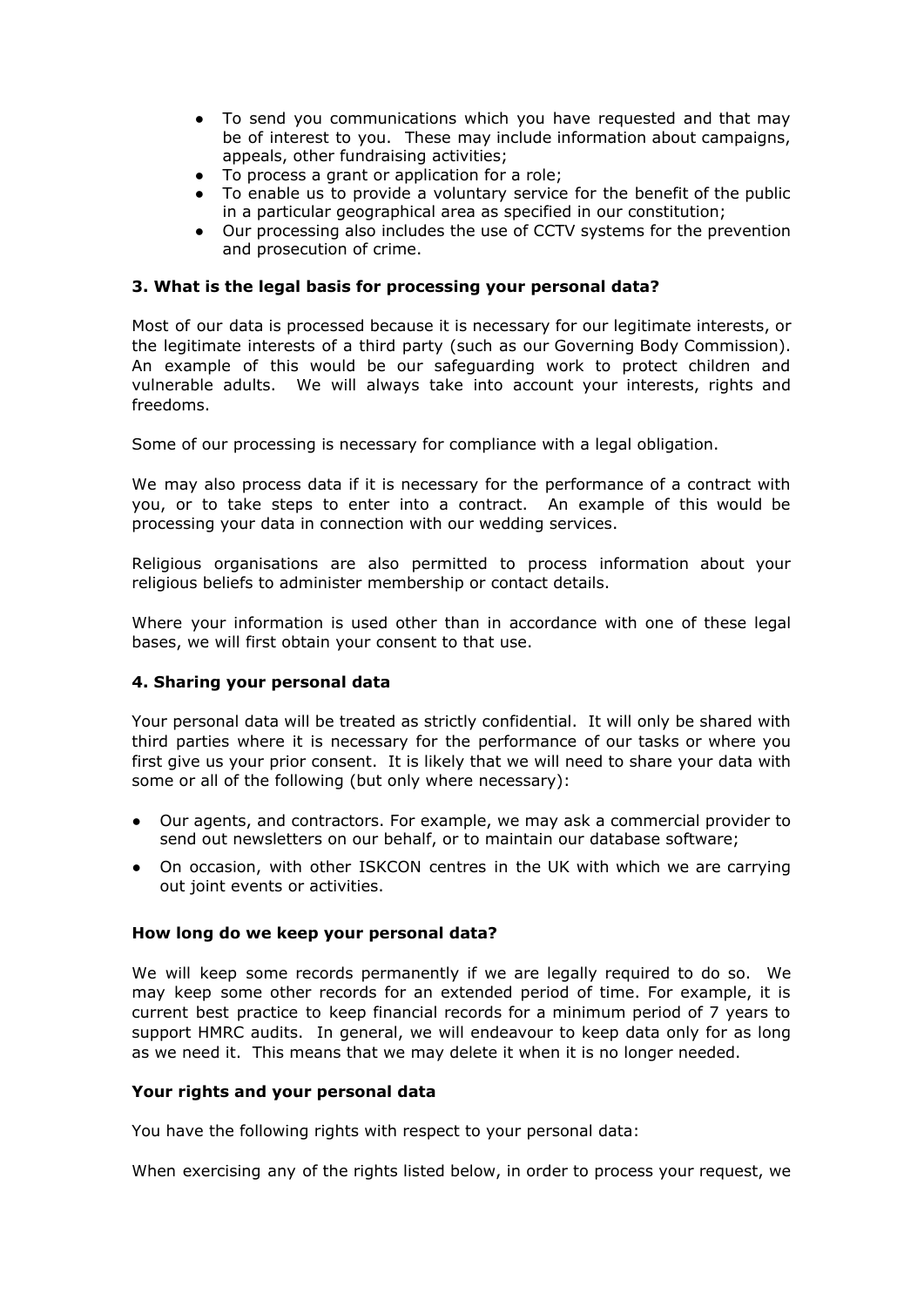- To send you communications which you have requested and that may be of interest to you. These may include information about campaigns, appeals, other fundraising activities;
- To process a grant or application for a role;
- To enable us to provide a voluntary service for the benefit of the public in a particular geographical area as specified in our constitution;
- Our processing also includes the use of CCTV systems for the prevention and prosecution of crime.

### 3. What is the legal basis for processing your personal data?

Most of our data is processed because it is necessary for our legitimate interests, or the legitimate interests of a third party (such as our Governing Body Commission). An example of this would be our safeguarding work to protect children and vulnerable adults. We will always take into account your interests, rights and freedoms.

Some of our processing is necessary for compliance with a legal obligation.

We may also process data if it is necessary for the performance of a contract with you, or to take steps to enter into a contract. An example of this would be processing your data in connection with our wedding services.

Religious organisations are also permitted to process information about your religious beliefs to administer membership or contact details.

Where your information is used other than in accordance with one of these legal bases, we will first obtain your consent to that use.

### 4. Sharing your personal data

Your personal data will be treated as strictly confidential. It will only be shared with third parties where it is necessary for the performance of our tasks or where you first give us your prior consent. It is likely that we will need to share your data with some or all of the following (but only where necessary):

- Our agents, and contractors. For example, we may ask a commercial provider to send out newsletters on our behalf, or to maintain our database software;
- On occasion, with other ISKCON centres in the UK with which we are carrying out joint events or activities.

### How long do we keep your personal data?

We will keep some records permanently if we are legally required to do so. We may keep some other records for an extended period of time. For example, it is current best practice to keep financial records for a minimum period of 7 years to support HMRC audits. In general, we will endeavour to keep data only for as long as we need it. This means that we may delete it when it is no longer needed.

### Your rights and your personal data

You have the following rights with respect to your personal data:

When exercising any of the rights listed below, in order to process your request, we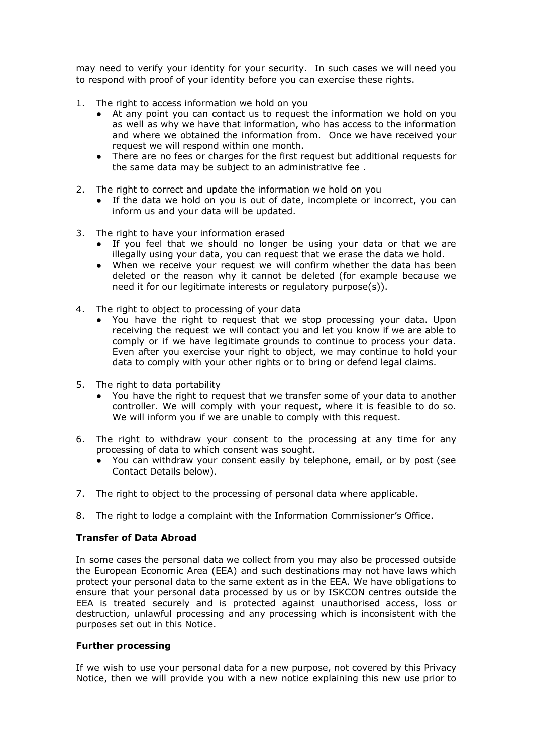may need to verify your identity for your security. In such cases we will need you to respond with proof of your identity before you can exercise these rights.

1. The right to access information we hold on you
   - At any point you can contact us to request the information we hold on you as well as why we have that information, who has access to the information and where we obtained the information from. Once we have received your request we will respond within one month.
   - There are no fees or charges for the first request but additional requests for the same data may be subject to an administrative fee .

2. The right to correct and update the information we hold on you
   - If the data we hold on you is out of date, incomplete or incorrect, you can inform us and your data will be updated.

3. The right to have your information erased
   - If you feel that we should no longer be using your data or that we are illegally using your data, you can request that we erase the data we hold.
   - When we receive your request we will confirm whether the data has been deleted or the reason why it cannot be deleted (for example because we need it for our legitimate interests or regulatory purpose(s)).

4. The right to object to processing of your data
   - You have the right to request that we stop processing your data. Upon receiving the request we will contact you and let you know if we are able to comply or if we have legitimate grounds to continue to process your data. Even after you exercise your right to object, we may continue to hold your data to comply with your other rights or to bring or defend legal claims.

5. The right to data portability
   - You have the right to request that we transfer some of your data to another controller. We will comply with your request, where it is feasible to do so. We will inform you if we are unable to comply with this request.

6. The right to withdraw your consent to the processing at any time for any processing of data to which consent was sought.
   - You can withdraw your consent easily by telephone, email, or by post (see Contact Details below).

7. The right to object to the processing of personal data where applicable.

8. The right to lodge a complaint with the Information Commissioner's Office.

**Transfer of Data Abroad**

In some cases the personal data we collect from you may also be processed outside the European Economic Area (EEA) and such destinations may not have laws which protect your personal data to the same extent as in the EEA. We have obligations to ensure that your personal data processed by us or by ISKCON centres outside the EEA is treated securely and is protected against unauthorised access, loss or destruction, unlawful processing and any processing which is inconsistent with the purposes set out in this Notice.

**Further processing**

If we wish to use your personal data for a new purpose, not covered by this Privacy Notice, then we will provide you with a new notice explaining this new use prior to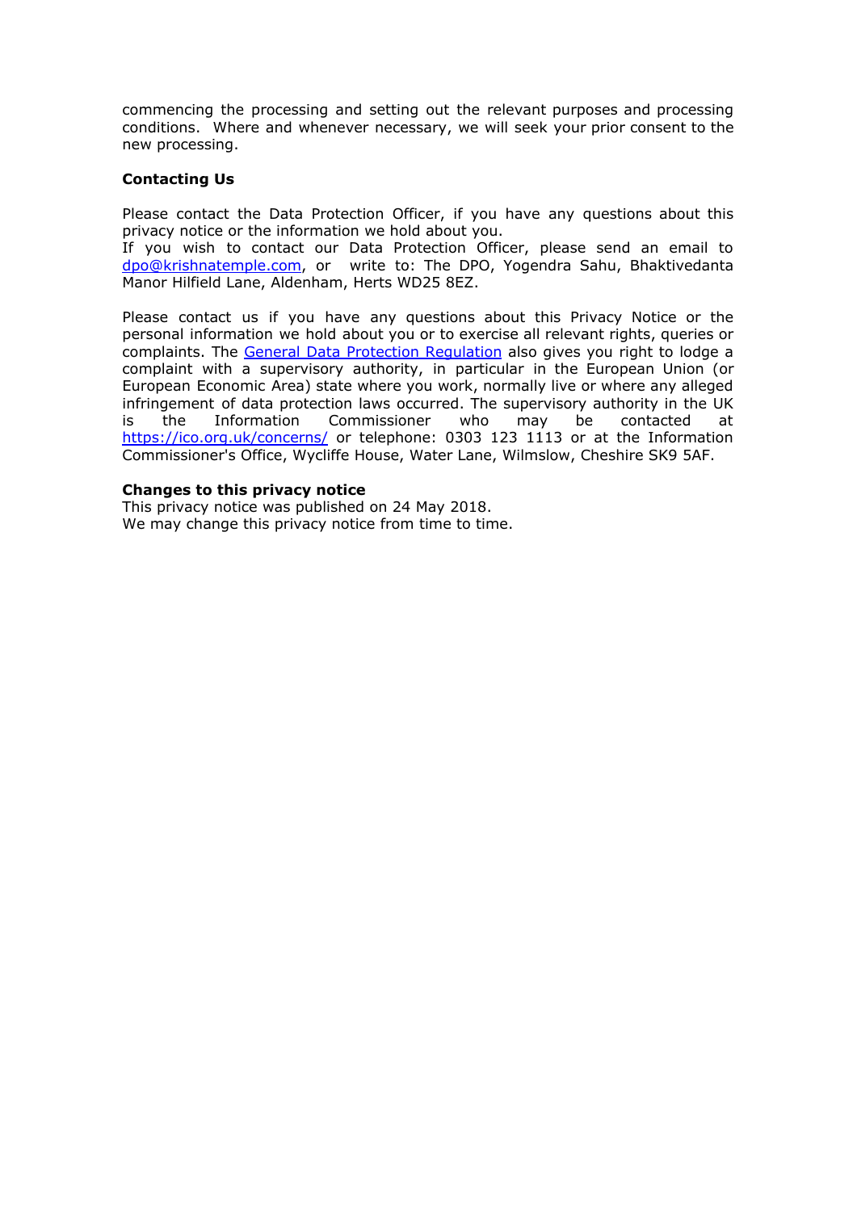commencing the processing and setting out the relevant purposes and processing conditions. Where and whenever necessary, we will seek your prior consent to the new processing.

## Contacting Us

Please contact the Data Protection Officer, if you have any questions about this privacy notice or the information we hold about you.
If you wish to contact our Data Protection Officer, please send an email to dpo@krishnatemple.com, or write to: The DPO, Yogendra Sahu, Bhaktivedanta Manor Hilfield Lane, Aldenham, Herts WD25 8EZ.

Please contact us if you have any questions about this Privacy Notice or the personal information we hold about you or to exercise all relevant rights, queries or complaints. The General Data Protection Regulation also gives you right to lodge a complaint with a supervisory authority, in particular in the European Union (or European Economic Area) state where you work, normally live or where any alleged infringement of data protection laws occurred. The supervisory authority in the UK is the Information Commissioner who may be contacted at https://ico.org.uk/concerns/ or telephone: 0303 123 1113 or at the Information Commissioner's Office, Wycliffe House, Water Lane, Wilmslow, Cheshire SK9 5AF.

## Changes to this privacy notice

This privacy notice was published on 24 May 2018.
We may change this privacy notice from time to time.